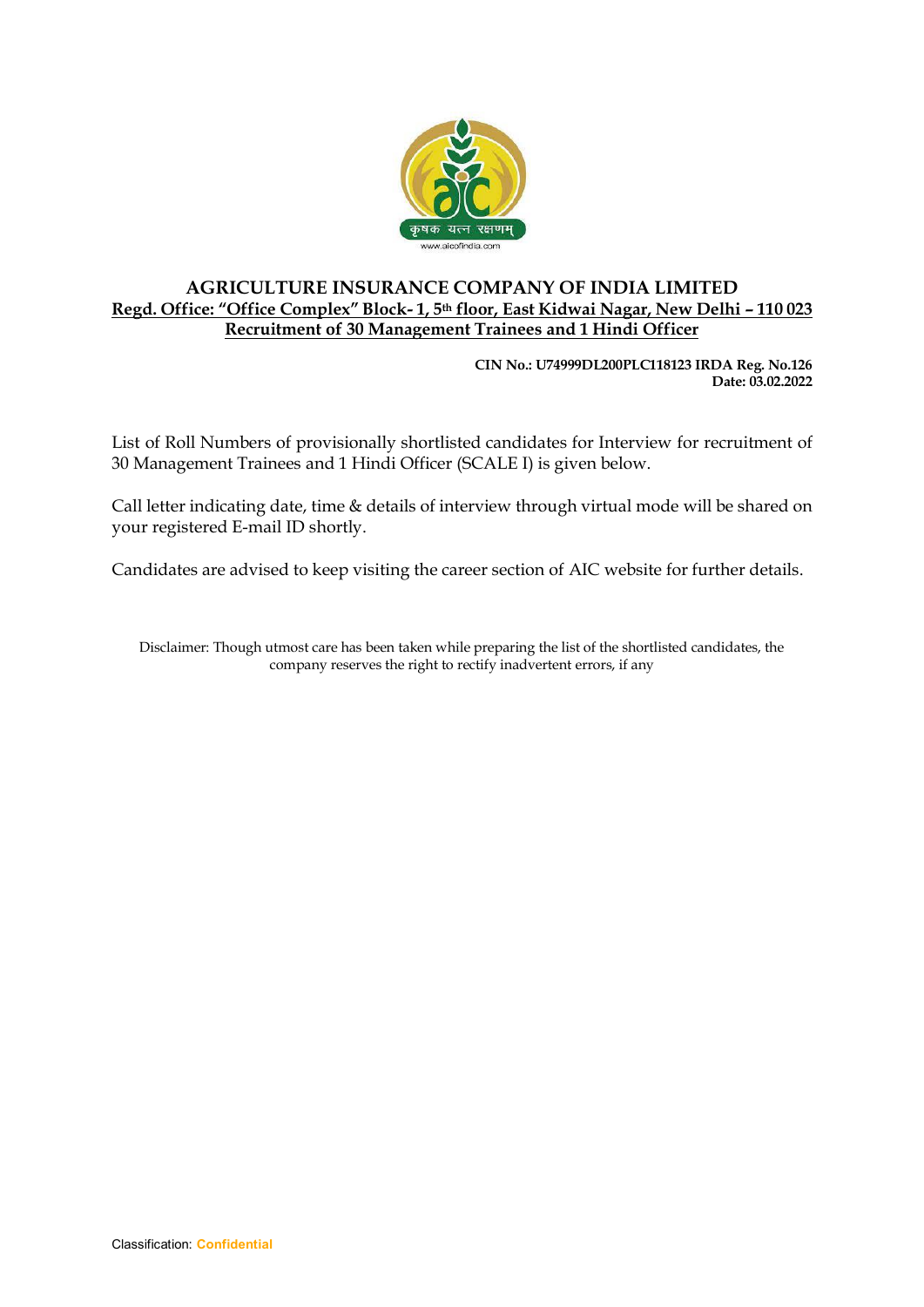# AGRICULTURE INSURANCE COMPANY OF INDIA LIMITED

**Regd. Office: "Office Complex" Block- 1, 5th floor, East Kidwai Nagar, New Delhi – 110 023**

**Recruitment of 30 Management Trainees and 1 Hindi Officer**

**CIN No.: U74999DL200PLC118123 IRDA Reg. No.126**
**Date: 03.02.2022**

List of Roll Numbers of provisionally shortlisted candidates for Interview for recruitment of 30 Management Trainees and 1 Hindi Officer (SCALE I) is given below.

Call letter indicating date, time & details of interview through virtual mode will be shared on your registered E-mail ID shortly.

Candidates are advised to keep visiting the career section of AIC website for further details.

Disclaimer: Though utmost care has been taken while preparing the list of the shortlisted candidates, the company reserves the right to rectify inadvertent errors, if any

Classification: **Confidential**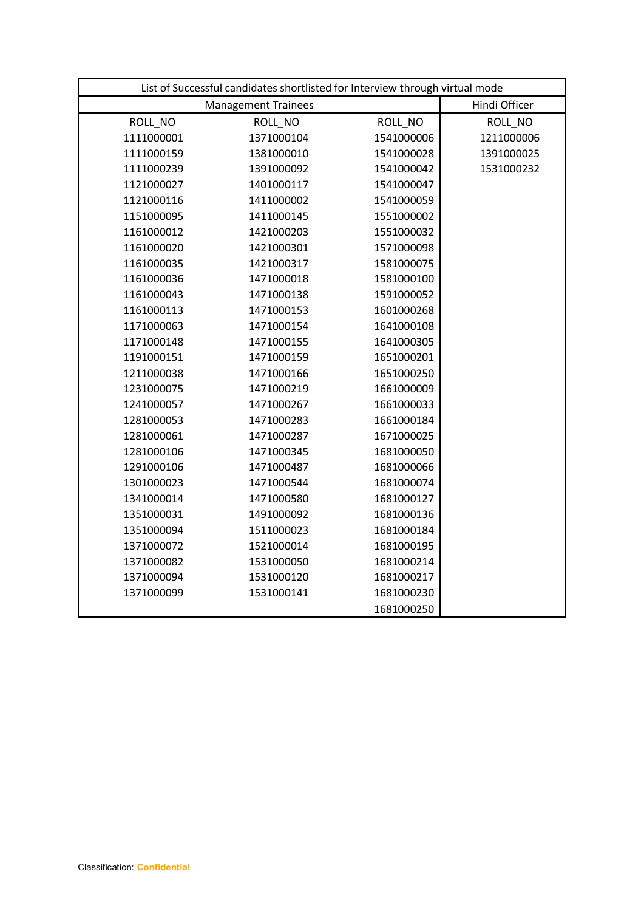| List of Successful candidates shortlisted for Interview through virtual mode | | | |
|---|---|---|---|
| Management Trainees | | | Hindi Officer |
| ROLL_NO | ROLL_NO | ROLL_NO | ROLL_NO |
| 1111000001 | 1371000104 | 1541000006 | 1211000006 |
| 1111000159 | 1381000010 | 1541000028 | 1391000025 |
| 1111000239 | 1391000092 | 1541000042 | 1531000232 |
| 1121000027 | 1401000117 | 1541000047 | |
| 1121000116 | 1411000002 | 1541000059 | |
| 1151000095 | 1411000145 | 1551000002 | |
| 1161000012 | 1421000203 | 1551000032 | |
| 1161000020 | 1421000301 | 1571000098 | |
| 1161000035 | 1421000317 | 1581000075 | |
| 1161000036 | 1471000018 | 1581000100 | |
| 1161000043 | 1471000138 | 1591000052 | |
| 1161000113 | 1471000153 | 1601000268 | |
| 1171000063 | 1471000154 | 1641000108 | |
| 1171000148 | 1471000155 | 1641000305 | |
| 1191000151 | 1471000159 | 1651000201 | |
| 1211000038 | 1471000166 | 1651000250 | |
| 1231000075 | 1471000219 | 1661000009 | |
| 1241000057 | 1471000267 | 1661000033 | |
| 1281000053 | 1471000283 | 1661000184 | |
| 1281000061 | 1471000287 | 1671000025 | |
| 1281000106 | 1471000345 | 1681000050 | |
| 1291000106 | 1471000487 | 1681000066 | |
| 1301000023 | 1471000544 | 1681000074 | |
| 1341000014 | 1471000580 | 1681000127 | |
| 1351000031 | 1491000092 | 1681000136 | |
| 1351000094 | 1511000023 | 1681000184 | |
| 1371000072 | 1521000014 | 1681000195 | |
| 1371000082 | 1531000050 | 1681000214 | |
| 1371000094 | 1531000120 | 1681000217 | |
| 1371000099 | 1531000141 | 1681000230 | |
| | | 1681000250 | |

Classification: **Confidential**